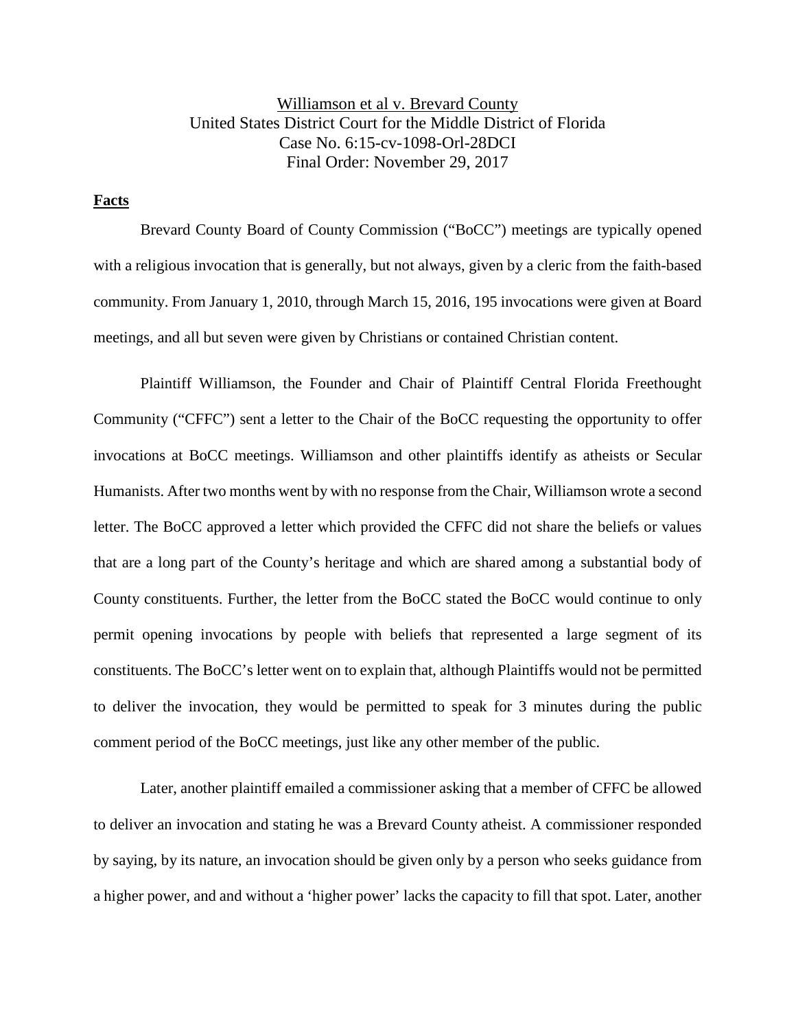<u>Williamson et al v. Brevard County</u>
United States District Court for the Middle District of Florida
Case No. 6:15-cv-1098-Orl-28DCI
Final Order: November 29, 2017

**<u>Facts</u>**

Brevard County Board of County Commission ("BoCC") meetings are typically opened with a religious invocation that is generally, but not always, given by a cleric from the faith-based community. From January 1, 2010, through March 15, 2016, 195 invocations were given at Board meetings, and all but seven were given by Christians or contained Christian content.

Plaintiff Williamson, the Founder and Chair of Plaintiff Central Florida Freethought Community ("CFFC") sent a letter to the Chair of the BoCC requesting the opportunity to offer invocations at BoCC meetings. Williamson and other plaintiffs identify as atheists or Secular Humanists. After two months went by with no response from the Chair, Williamson wrote a second letter. The BoCC approved a letter which provided the CFFC did not share the beliefs or values that are a long part of the County's heritage and which are shared among a substantial body of County constituents. Further, the letter from the BoCC stated the BoCC would continue to only permit opening invocations by people with beliefs that represented a large segment of its constituents. The BoCC's letter went on to explain that, although Plaintiffs would not be permitted to deliver the invocation, they would be permitted to speak for 3 minutes during the public comment period of the BoCC meetings, just like any other member of the public.

Later, another plaintiff emailed a commissioner asking that a member of CFFC be allowed to deliver an invocation and stating he was a Brevard County atheist. A commissioner responded by saying, by its nature, an invocation should be given only by a person who seeks guidance from a higher power, and and without a 'higher power' lacks the capacity to fill that spot. Later, another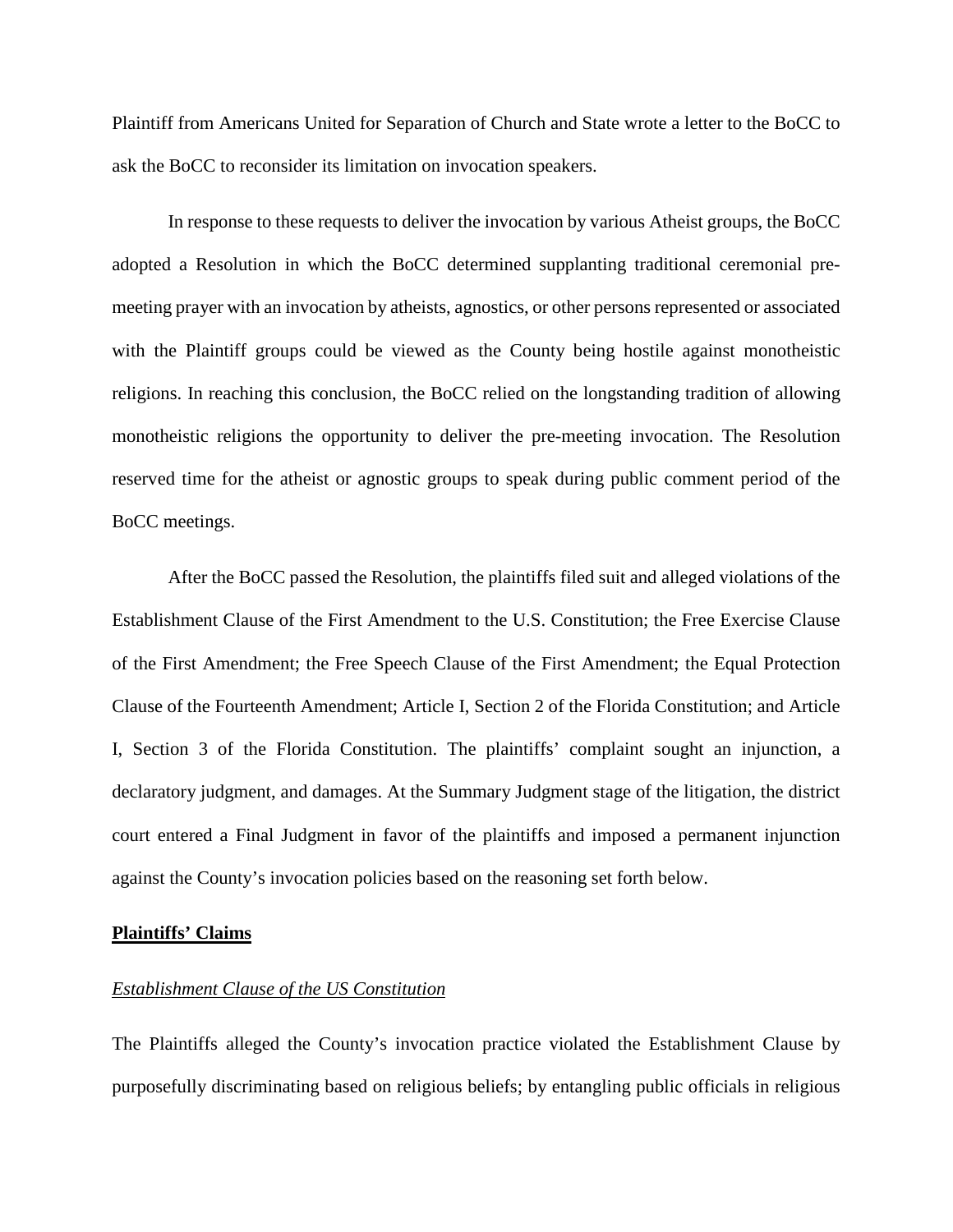Plaintiff from Americans United for Separation of Church and State wrote a letter to the BoCC to ask the BoCC to reconsider its limitation on invocation speakers.

In response to these requests to deliver the invocation by various Atheist groups, the BoCC adopted a Resolution in which the BoCC determined supplanting traditional ceremonial pre-meeting prayer with an invocation by atheists, agnostics, or other persons represented or associated with the Plaintiff groups could be viewed as the County being hostile against monotheistic religions. In reaching this conclusion, the BoCC relied on the longstanding tradition of allowing monotheistic religions the opportunity to deliver the pre-meeting invocation. The Resolution reserved time for the atheist or agnostic groups to speak during public comment period of the BoCC meetings.

After the BoCC passed the Resolution, the plaintiffs filed suit and alleged violations of the Establishment Clause of the First Amendment to the U.S. Constitution; the Free Exercise Clause of the First Amendment; the Free Speech Clause of the First Amendment; the Equal Protection Clause of the Fourteenth Amendment; Article I, Section 2 of the Florida Constitution; and Article I, Section 3 of the Florida Constitution. The plaintiffs' complaint sought an injunction, a declaratory judgment, and damages. At the Summary Judgment stage of the litigation, the district court entered a Final Judgment in favor of the plaintiffs and imposed a permanent injunction against the County's invocation policies based on the reasoning set forth below.

**<u>Plaintiffs' Claims</u>**

*<u>Establishment Clause of the US Constitution</u>*

The Plaintiffs alleged the County's invocation practice violated the Establishment Clause by purposefully discriminating based on religious beliefs; by entangling public officials in religious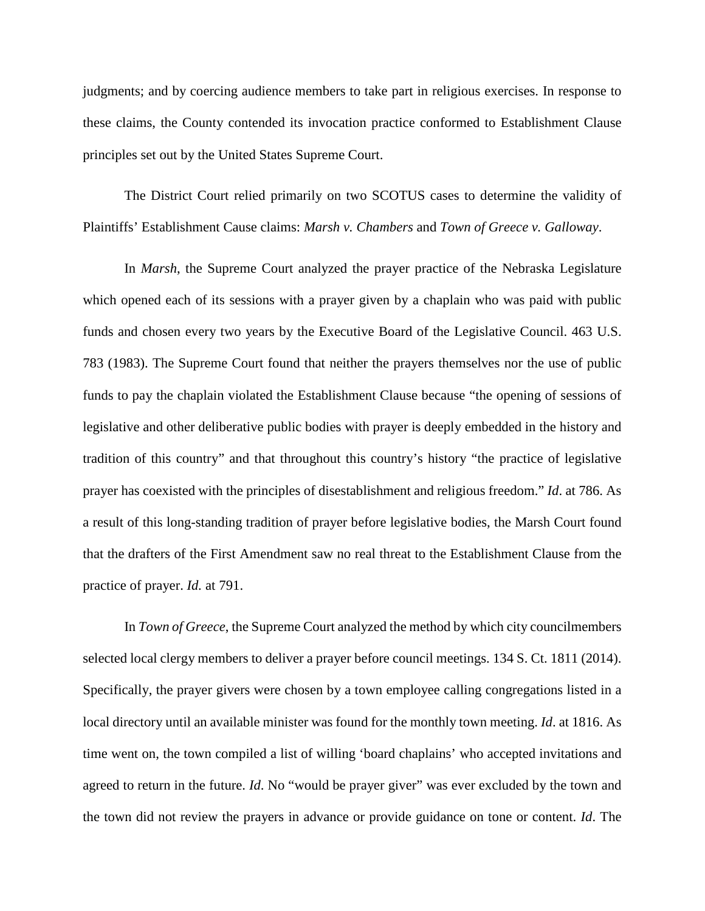judgments; and by coercing audience members to take part in religious exercises. In response to these claims, the County contended its invocation practice conformed to Establishment Clause principles set out by the United States Supreme Court.

The District Court relied primarily on two SCOTUS cases to determine the validity of Plaintiffs' Establishment Cause claims: *Marsh v. Chambers* and *Town of Greece v. Galloway*.

In *Marsh*, the Supreme Court analyzed the prayer practice of the Nebraska Legislature which opened each of its sessions with a prayer given by a chaplain who was paid with public funds and chosen every two years by the Executive Board of the Legislative Council. 463 U.S. 783 (1983). The Supreme Court found that neither the prayers themselves nor the use of public funds to pay the chaplain violated the Establishment Clause because "the opening of sessions of legislative and other deliberative public bodies with prayer is deeply embedded in the history and tradition of this country" and that throughout this country's history "the practice of legislative prayer has coexisted with the principles of disestablishment and religious freedom." *Id*. at 786. As a result of this long-standing tradition of prayer before legislative bodies, the Marsh Court found that the drafters of the First Amendment saw no real threat to the Establishment Clause from the practice of prayer. *Id.* at 791.

In *Town of Greece*, the Supreme Court analyzed the method by which city councilmembers selected local clergy members to deliver a prayer before council meetings. 134 S. Ct. 1811 (2014). Specifically, the prayer givers were chosen by a town employee calling congregations listed in a local directory until an available minister was found for the monthly town meeting. *Id*. at 1816. As time went on, the town compiled a list of willing 'board chaplains' who accepted invitations and agreed to return in the future. *Id*. No "would be prayer giver" was ever excluded by the town and the town did not review the prayers in advance or provide guidance on tone or content. *Id*. The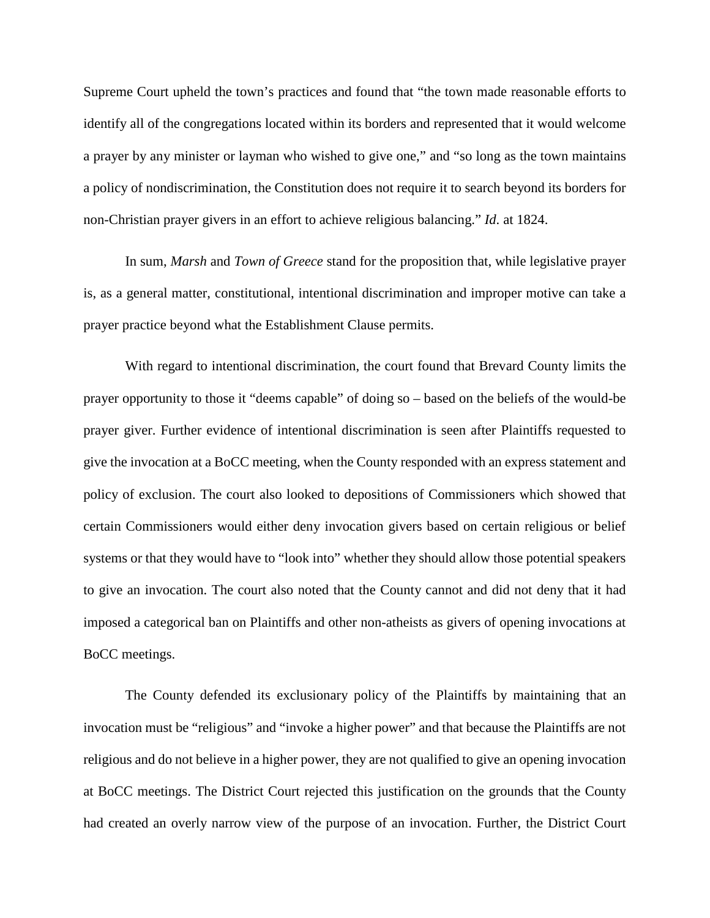Supreme Court upheld the town's practices and found that "the town made reasonable efforts to identify all of the congregations located within its borders and represented that it would welcome a prayer by any minister or layman who wished to give one," and "so long as the town maintains a policy of nondiscrimination, the Constitution does not require it to search beyond its borders for non-Christian prayer givers in an effort to achieve religious balancing." *Id.* at 1824.

In sum, *Marsh* and *Town of Greece* stand for the proposition that, while legislative prayer is, as a general matter, constitutional, intentional discrimination and improper motive can take a prayer practice beyond what the Establishment Clause permits.

With regard to intentional discrimination, the court found that Brevard County limits the prayer opportunity to those it "deems capable" of doing so – based on the beliefs of the would-be prayer giver. Further evidence of intentional discrimination is seen after Plaintiffs requested to give the invocation at a BoCC meeting, when the County responded with an express statement and policy of exclusion. The court also looked to depositions of Commissioners which showed that certain Commissioners would either deny invocation givers based on certain religious or belief systems or that they would have to "look into" whether they should allow those potential speakers to give an invocation. The court also noted that the County cannot and did not deny that it had imposed a categorical ban on Plaintiffs and other non-atheists as givers of opening invocations at BoCC meetings.

The County defended its exclusionary policy of the Plaintiffs by maintaining that an invocation must be "religious" and "invoke a higher power" and that because the Plaintiffs are not religious and do not believe in a higher power, they are not qualified to give an opening invocation at BoCC meetings. The District Court rejected this justification on the grounds that the County had created an overly narrow view of the purpose of an invocation. Further, the District Court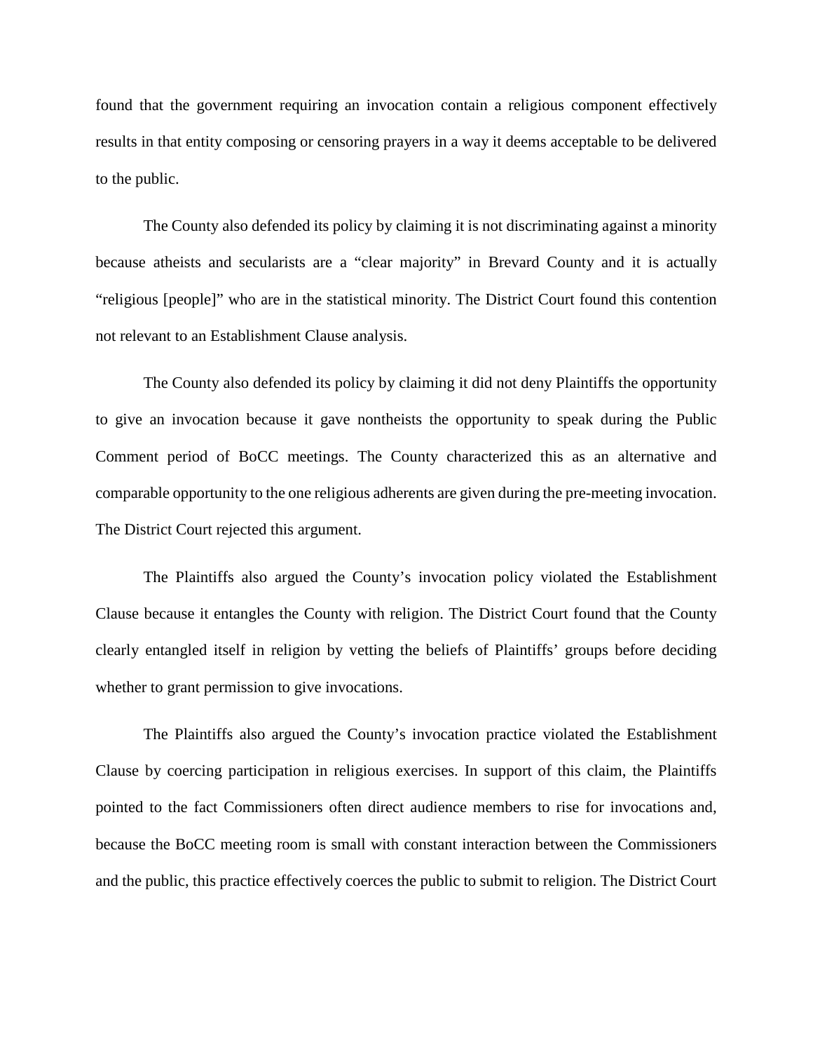found that the government requiring an invocation contain a religious component effectively results in that entity composing or censoring prayers in a way it deems acceptable to be delivered to the public.

The County also defended its policy by claiming it is not discriminating against a minority because atheists and secularists are a "clear majority" in Brevard County and it is actually "religious [people]" who are in the statistical minority. The District Court found this contention not relevant to an Establishment Clause analysis.

The County also defended its policy by claiming it did not deny Plaintiffs the opportunity to give an invocation because it gave nontheists the opportunity to speak during the Public Comment period of BoCC meetings. The County characterized this as an alternative and comparable opportunity to the one religious adherents are given during the pre-meeting invocation. The District Court rejected this argument.

The Plaintiffs also argued the County's invocation policy violated the Establishment Clause because it entangles the County with religion. The District Court found that the County clearly entangled itself in religion by vetting the beliefs of Plaintiffs' groups before deciding whether to grant permission to give invocations.

The Plaintiffs also argued the County's invocation practice violated the Establishment Clause by coercing participation in religious exercises. In support of this claim, the Plaintiffs pointed to the fact Commissioners often direct audience members to rise for invocations and, because the BoCC meeting room is small with constant interaction between the Commissioners and the public, this practice effectively coerces the public to submit to religion. The District Court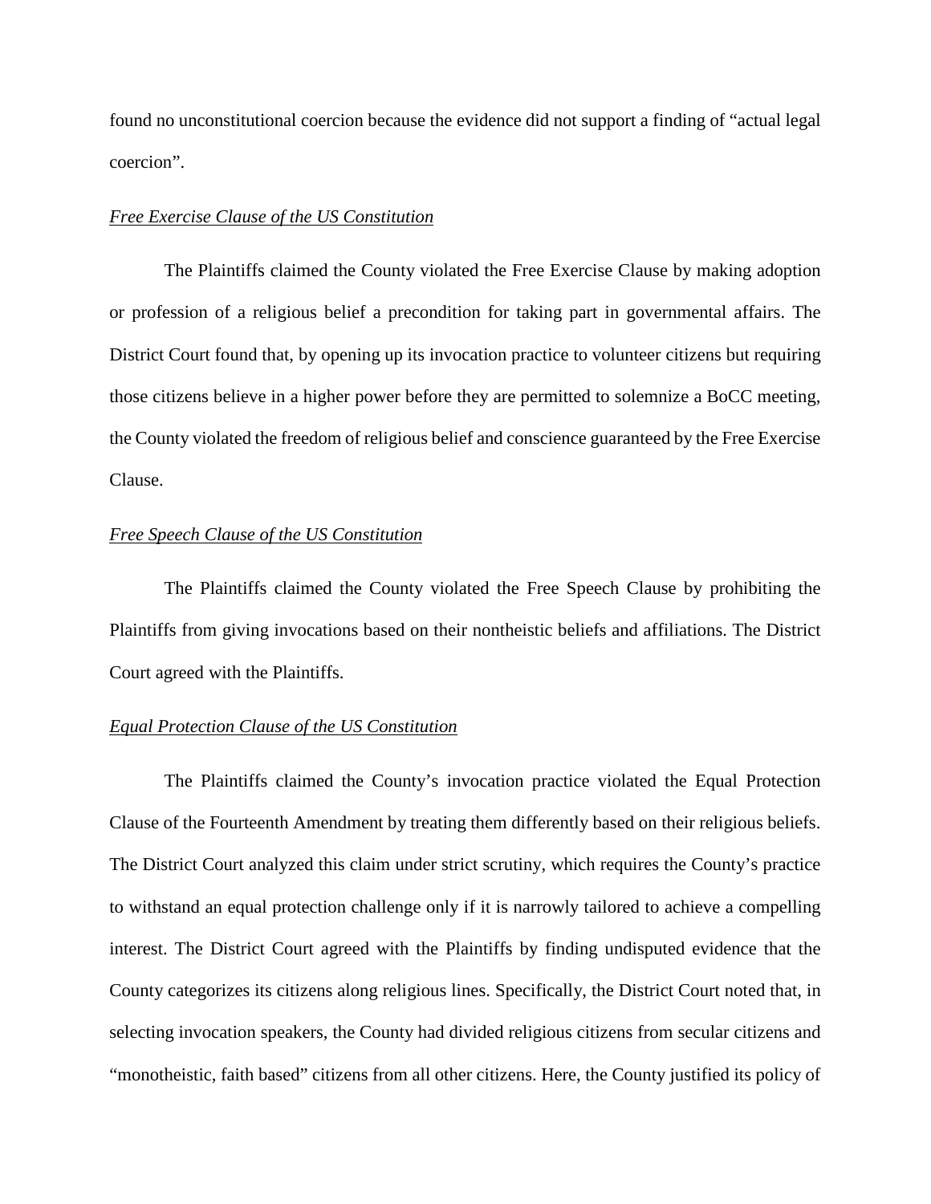found no unconstitutional coercion because the evidence did not support a finding of "actual legal coercion".

*Free Exercise Clause of the US Constitution*

The Plaintiffs claimed the County violated the Free Exercise Clause by making adoption or profession of a religious belief a precondition for taking part in governmental affairs. The District Court found that, by opening up its invocation practice to volunteer citizens but requiring those citizens believe in a higher power before they are permitted to solemnize a BoCC meeting, the County violated the freedom of religious belief and conscience guaranteed by the Free Exercise Clause.

*Free Speech Clause of the US Constitution*

The Plaintiffs claimed the County violated the Free Speech Clause by prohibiting the Plaintiffs from giving invocations based on their nontheistic beliefs and affiliations. The District Court agreed with the Plaintiffs.

*Equal Protection Clause of the US Constitution*

The Plaintiffs claimed the County's invocation practice violated the Equal Protection Clause of the Fourteenth Amendment by treating them differently based on their religious beliefs. The District Court analyzed this claim under strict scrutiny, which requires the County's practice to withstand an equal protection challenge only if it is narrowly tailored to achieve a compelling interest. The District Court agreed with the Plaintiffs by finding undisputed evidence that the County categorizes its citizens along religious lines. Specifically, the District Court noted that, in selecting invocation speakers, the County had divided religious citizens from secular citizens and "monotheistic, faith based" citizens from all other citizens. Here, the County justified its policy of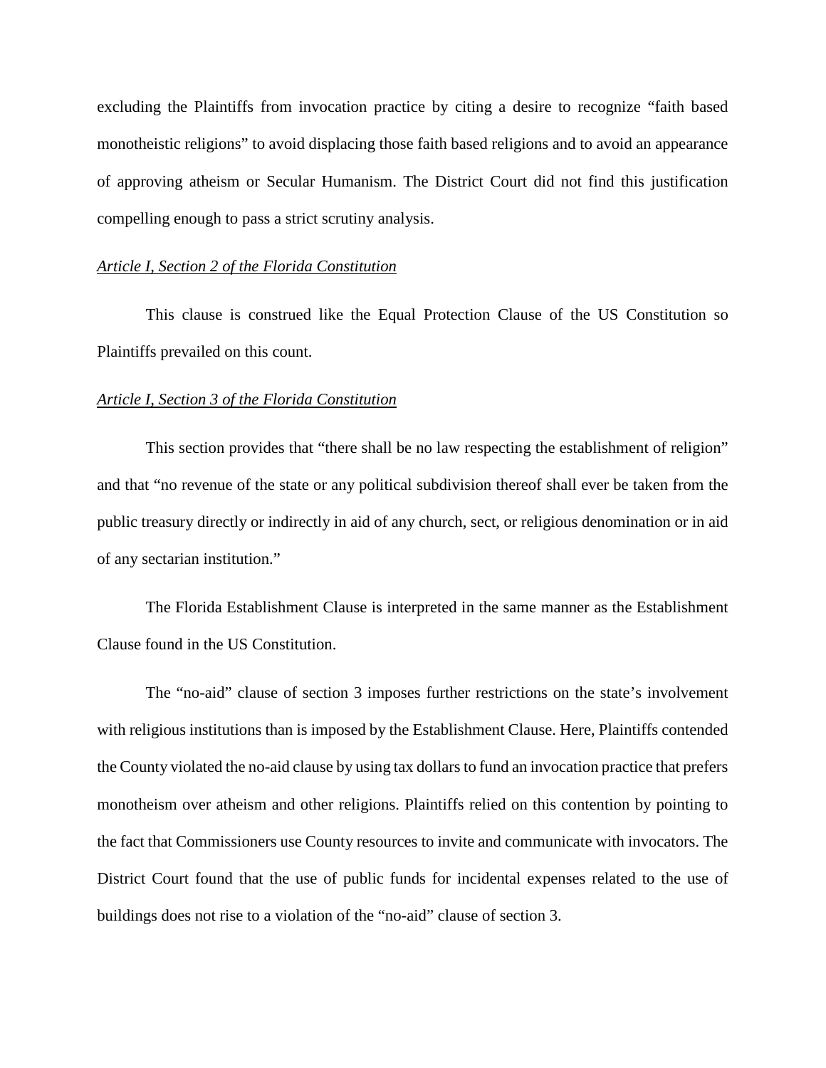excluding the Plaintiffs from invocation practice by citing a desire to recognize "faith based monotheistic religions" to avoid displacing those faith based religions and to avoid an appearance of approving atheism or Secular Humanism. The District Court did not find this justification compelling enough to pass a strict scrutiny analysis.

*Article I, Section 2 of the Florida Constitution*

This clause is construed like the Equal Protection Clause of the US Constitution so Plaintiffs prevailed on this count.

*Article I, Section 3 of the Florida Constitution*

This section provides that "there shall be no law respecting the establishment of religion" and that "no revenue of the state or any political subdivision thereof shall ever be taken from the public treasury directly or indirectly in aid of any church, sect, or religious denomination or in aid of any sectarian institution."

The Florida Establishment Clause is interpreted in the same manner as the Establishment Clause found in the US Constitution.

The "no-aid" clause of section 3 imposes further restrictions on the state's involvement with religious institutions than is imposed by the Establishment Clause. Here, Plaintiffs contended the County violated the no-aid clause by using tax dollars to fund an invocation practice that prefers monotheism over atheism and other religions. Plaintiffs relied on this contention by pointing to the fact that Commissioners use County resources to invite and communicate with invocators. The District Court found that the use of public funds for incidental expenses related to the use of buildings does not rise to a violation of the "no-aid" clause of section 3.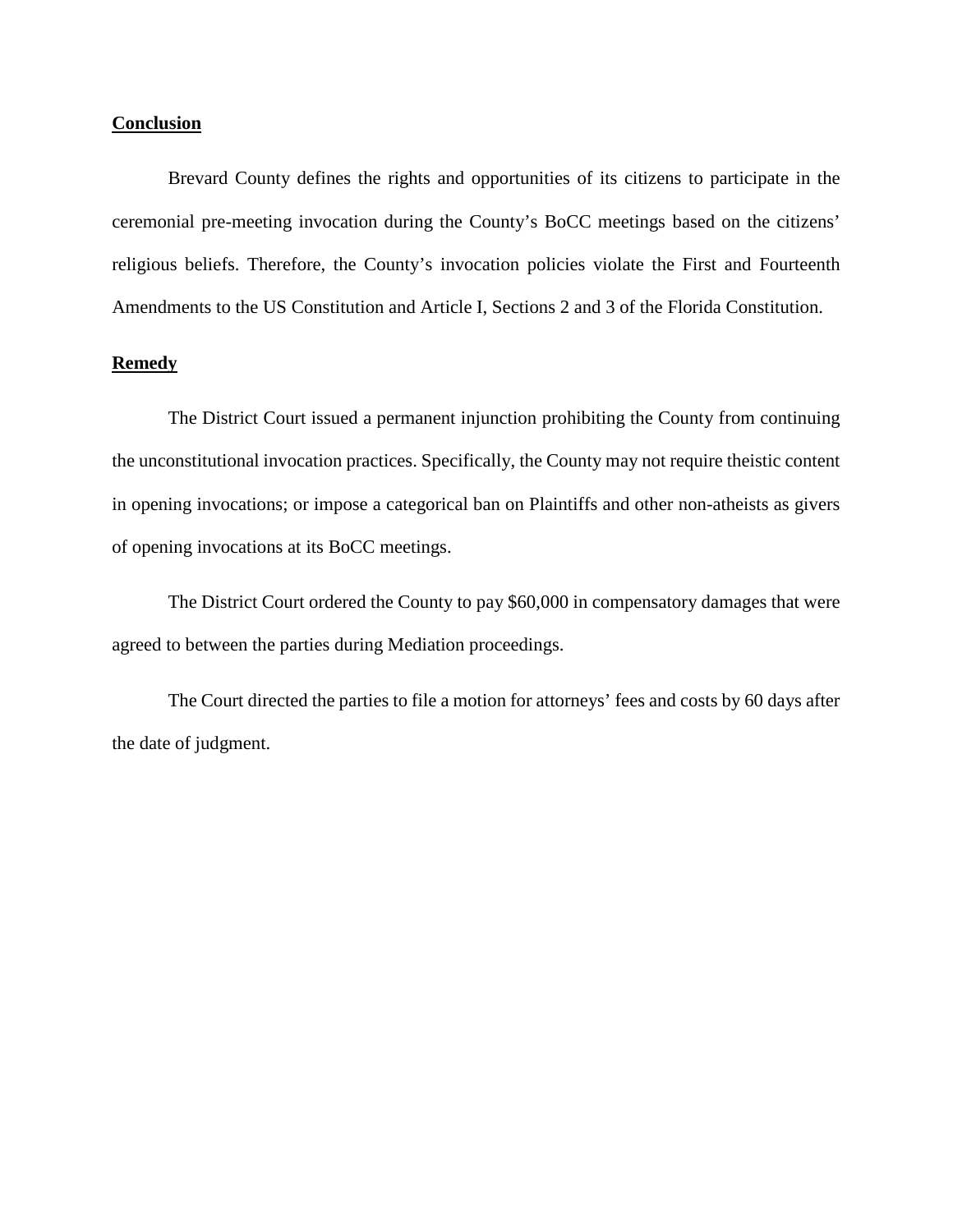**Conclusion**

Brevard County defines the rights and opportunities of its citizens to participate in the ceremonial pre-meeting invocation during the County's BoCC meetings based on the citizens' religious beliefs. Therefore, the County's invocation policies violate the First and Fourteenth Amendments to the US Constitution and Article I, Sections 2 and 3 of the Florida Constitution.

**Remedy**

The District Court issued a permanent injunction prohibiting the County from continuing the unconstitutional invocation practices. Specifically, the County may not require theistic content in opening invocations; or impose a categorical ban on Plaintiffs and other non-atheists as givers of opening invocations at its BoCC meetings.

The District Court ordered the County to pay $60,000 in compensatory damages that were agreed to between the parties during Mediation proceedings.

The Court directed the parties to file a motion for attorneys' fees and costs by 60 days after the date of judgment.